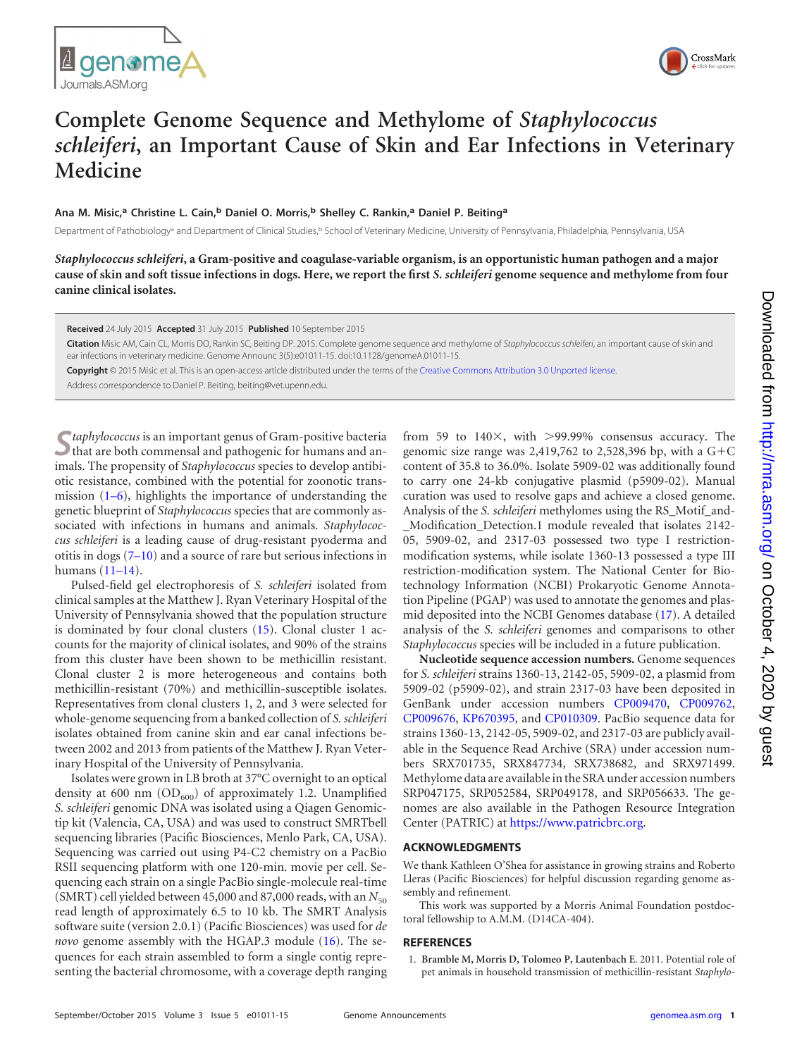# Complete Genome Sequence and Methylome of *Staphylococcus schleiferi*, an Important Cause of Skin and Ear Infections in Veterinary Medicine

**Ana M. Misic,[a] Christine L. Cain,[b] Daniel O. Morris,[b] Shelley C. Rankin,[a] Daniel P. Beiting[a]**

Department of Pathobiology[a] and Department of Clinical Studies,[b] School of Veterinary Medicine, University of Pennsylvania, Philadelphia, Pennsylvania, USA

***Staphylococcus schleiferi*, a Gram-positive and coagulase-variable organism, is an opportunistic human pathogen and a major cause of skin and soft tissue infections in dogs. Here, we report the first *S. schleiferi* genome sequence and methylome from four canine clinical isolates.**

**Received** 24 July 2015 **Accepted** 31 July 2015 **Published** 10 September 2015

**Citation** Misic AM, Cain CL, Morris DO, Rankin SC, Beiting DP. 2015. Complete genome sequence and methylome of *Staphylococcus schleiferi*, an important cause of skin and ear infections in veterinary medicine. Genome Announc 3(5):e01011-15. doi:10.1128/genomeA.01011-15.

**Copyright** © 2015 Misic et al. This is an open-access article distributed under the terms of the Creative Commons Attribution 3.0 Unported license.

Address correspondence to Daniel P. Beiting, beiting@vet.upenn.edu.

*Staphylococcus* is an important genus of Gram-positive bacteria that are both commensal and pathogenic for humans and animals. The propensity of *Staphylococcus* species to develop antibiotic resistance, combined with the potential for zoonotic transmission (1–6), highlights the importance of understanding the genetic blueprint of *Staphylococcus* species that are commonly associated with infections in humans and animals. *Staphylococcus schleiferi* is a leading cause of drug-resistant pyoderma and otitis in dogs (7–10) and a source of rare but serious infections in humans (11–14).

Pulsed-field gel electrophoresis of *S. schleiferi* isolated from clinical samples at the Matthew J. Ryan Veterinary Hospital of the University of Pennsylvania showed that the population structure is dominated by four clonal clusters (15). Clonal cluster 1 accounts for the majority of clinical isolates, and 90% of the strains from this cluster have been shown to be methicillin resistant. Clonal cluster 2 is more heterogeneous and contains both methicillin-resistant (70%) and methicillin-susceptible isolates. Representatives from clonal clusters 1, 2, and 3 were selected for whole-genome sequencing from a banked collection of *S. schleiferi* isolates obtained from canine skin and ear canal infections between 2002 and 2013 from patients of the Matthew J. Ryan Veterinary Hospital of the University of Pennsylvania.

Isolates were grown in LB broth at 37°C overnight to an optical density at 600 nm ($OD_{600}$) of approximately 1.2. Unamplified *S. schleiferi* genomic DNA was isolated using a Qiagen Genomic-tip kit (Valencia, CA, USA) and was used to construct SMRTbell sequencing libraries (Pacific Biosciences, Menlo Park, CA, USA). Sequencing was carried out using P4-C2 chemistry on a PacBio RSII sequencing platform with one 120-min. movie per cell. Sequencing each strain on a single PacBio single-molecule real-time (SMRT) cell yielded between 45,000 and 87,000 reads, with an $N_{50}$ read length of approximately 6.5 to 10 kb. The SMRT Analysis software suite (version 2.0.1) (Pacific Biosciences) was used for *de novo* genome assembly with the HGAP.3 module (16). The sequences for each strain assembled to form a single contig representing the bacterial chromosome, with a coverage depth ranging from 59 to 140×, with >99.99% consensus accuracy. The genomic size range was 2,419,762 to 2,528,396 bp, with a G+C content of 35.8 to 36.0%. Isolate 5909-02 was additionally found to carry one 24-kb conjugative plasmid (p5909-02). Manual curation was used to resolve gaps and achieve a closed genome. Analysis of the *S. schleiferi* methylomes using the RS_Motif_and-_Modification_Detection.1 module revealed that isolates 2142-05, 5909-02, and 2317-03 possessed two type I restriction-modification systems, while isolate 1360-13 possessed a type III restriction-modification system. The National Center for Biotechnology Information (NCBI) Prokaryotic Genome Annotation Pipeline (PGAP) was used to annotate the genomes and plasmid deposited into the NCBI Genomes database (17). A detailed analysis of the *S. schleiferi* genomes and comparisons to other *Staphylococcus* species will be included in a future publication.

**Nucleotide sequence accession numbers.** Genome sequences for *S. schleiferi* strains 1360-13, 2142-05, 5909-02, a plasmid from 5909-02 (p5909-02), and strain 2317-03 have been deposited in GenBank under accession numbers CP009470, CP009762, CP009676, KP670395, and CP010309. PacBio sequence data for strains 1360-13, 2142-05, 5909-02, and 2317-03 are publicly available in the Sequence Read Archive (SRA) under accession numbers SRX701735, SRX847734, SRX738682, and SRX971499. Methylome data are available in the SRA under accession numbers SRP047175, SRP052584, SRP049178, and SRP056633. The genomes are also available in the Pathogen Resource Integration Center (PATRIC) at https://www.patricbrc.org.

## ACKNOWLEDGMENTS

We thank Kathleen O'Shea for assistance in growing strains and Roberto Lleras (Pacific Biosciences) for helpful discussion regarding genome assembly and refinement.

This work was supported by a Morris Animal Foundation postdoctoral fellowship to A.M.M. (D14CA-404).

## REFERENCES

1. Bramble M, Morris D, Tolomeo P, Lautenbach E. 2011. Potential role of pet animals in household transmission of methicillin-resistant *Staphylo-*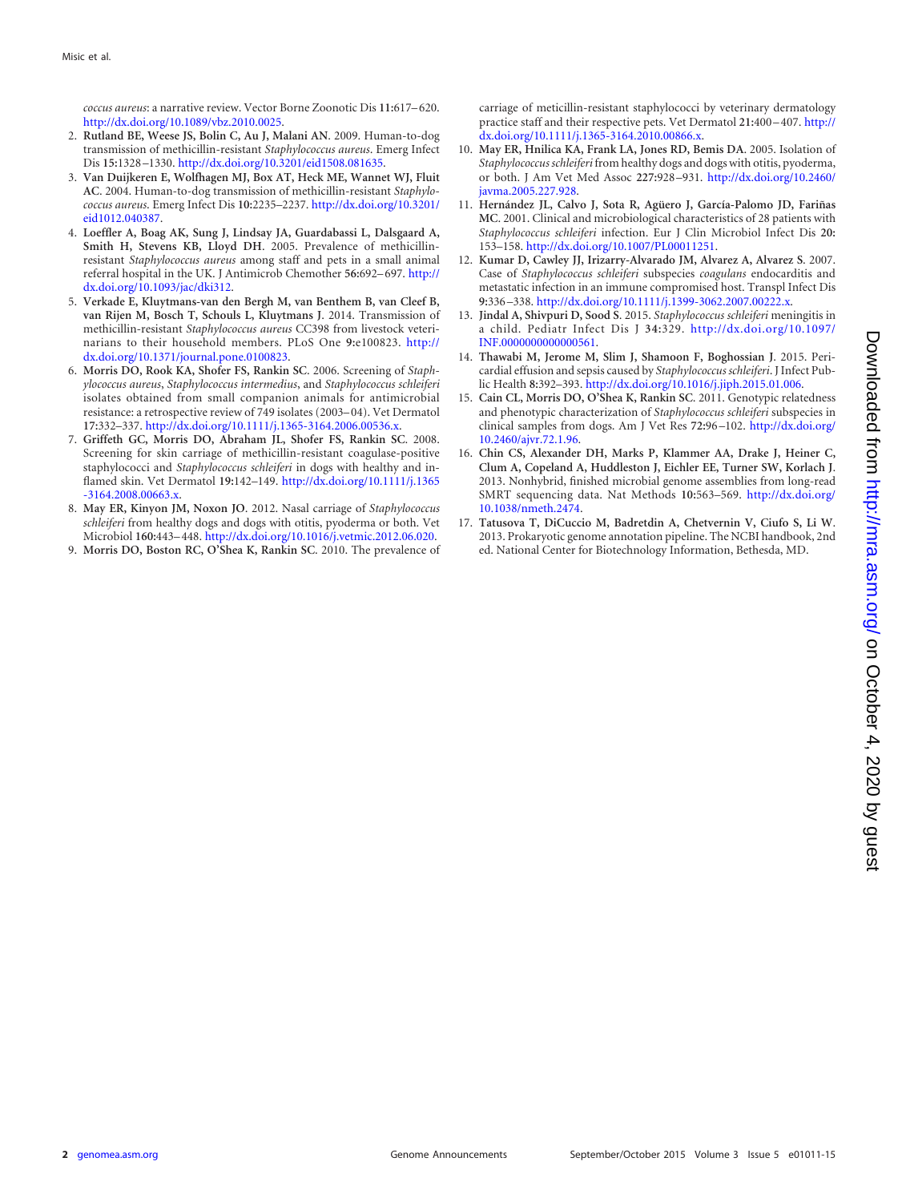*coccus aureus*: a narrative review. Vector Borne Zoonotic Dis **11**:617–620. http://dx.doi.org/10.1089/vbz.2010.0025.

2. **Rutland BE, Weese JS, Bolin C, Au J, Malani AN.** 2009. Human-to-dog transmission of methicillin-resistant *Staphylococcus aureus*. Emerg Infect Dis **15**:1328–1330. http://dx.doi.org/10.3201/eid1508.081635.
3. **Van Duijkeren E, Wolfhagen MJ, Box AT, Heck ME, Wannet WJ, Fluit AC.** 2004. Human-to-dog transmission of methicillin-resistant *Staphylococcus aureus*. Emerg Infect Dis **10**:2235–2237. http://dx.doi.org/10.3201/eid1012.040387.
4. **Loeffler A, Boag AK, Sung J, Lindsay JA, Guardabassi L, Dalsgaard A, Smith H, Stevens KB, Lloyd DH.** 2005. Prevalence of methicillin-resistant *Staphylococcus aureus* among staff and pets in a small animal referral hospital in the UK. J Antimicrob Chemother **56**:692–697. http://dx.doi.org/10.1093/jac/dki312.
5. **Verkade E, Kluytmans-van den Bergh M, van Benthem B, van Cleef B, van Rijen M, Bosch T, Schouls L, Kluytmans J.** 2014. Transmission of methicillin-resistant *Staphylococcus aureus* CC398 from livestock veterinarians to their household members. PLoS One **9**:e100823. http://dx.doi.org/10.1371/journal.pone.0100823.
6. **Morris DO, Rook KA, Shofer FS, Rankin SC.** 2006. Screening of *Staphylococcus aureus*, *Staphylococcus intermedius*, and *Staphylococcus schleiferi* isolates obtained from small companion animals for antimicrobial resistance: a retrospective review of 749 isolates (2003–04). Vet Dermatol **17**:332–337. http://dx.doi.org/10.1111/j.1365-3164.2006.00536.x.
7. **Griffeth GC, Morris DO, Abraham JL, Shofer FS, Rankin SC.** 2008. Screening for skin carriage of methicillin-resistant coagulase-positive staphylococci and *Staphylococcus schleiferi* in dogs with healthy and inflamed skin. Vet Dermatol **19**:142–149. http://dx.doi.org/10.1111/j.1365-3164.2008.00663.x.
8. **May ER, Kinyon JM, Noxon JO.** 2012. Nasal carriage of *Staphylococcus schleiferi* from healthy dogs and dogs with otitis, pyoderma or both. Vet Microbiol **160**:443–448. http://dx.doi.org/10.1016/j.vetmic.2012.06.020.
9. **Morris DO, Boston RC, O'Shea K, Rankin SC.** 2010. The prevalence of carriage of meticillin-resistant staphylococci by veterinary dermatology practice staff and their respective pets. Vet Dermatol **21**:400–407. http://dx.doi.org/10.1111/j.1365-3164.2010.00866.x.
10. **May ER, Hnilica KA, Frank LA, Jones RD, Bemis DA.** 2005. Isolation of *Staphylococcus schleiferi* from healthy dogs and dogs with otitis, pyoderma, or both. J Am Vet Med Assoc **227**:928–931. http://dx.doi.org/10.2460/javma.2005.227.928.
11. **Hernández JL, Calvo J, Sota R, Agüero J, García-Palomo JD, Fariñas MC.** 2001. Clinical and microbiological characteristics of 28 patients with *Staphylococcus schleiferi* infection. Eur J Clin Microbiol Infect Dis **20**:153–158. http://dx.doi.org/10.1007/PL00011251.
12. **Kumar D, Cawley JJ, Irizarry-Alvarado JM, Alvarez A, Alvarez S.** 2007. Case of *Staphylococcus schleiferi* subspecies *coagulans* endocarditis and metastatic infection in an immune compromised host. Transpl Infect Dis **9**:336–338. http://dx.doi.org/10.1111/j.1399-3062.2007.00222.x.
13. **Jindal A, Shivpuri D, Sood S.** 2015. *Staphylococcus schleiferi* meningitis in a child. Pediatr Infect Dis J **34**:329. http://dx.doi.org/10.1097/INF.0000000000000561.
14. **Thawabi M, Jerome M, Slim J, Shamoon F, Boghossian J.** 2015. Pericardial effusion and sepsis caused by *Staphylococcus schleiferi*. J Infect Public Health **8**:392–393. http://dx.doi.org/10.1016/j.jiph.2015.01.006.
15. **Cain CL, Morris DO, O'Shea K, Rankin SC.** 2011. Genotypic relatedness and phenotypic characterization of *Staphylococcus schleiferi* subspecies in clinical samples from dogs. Am J Vet Res **72**:96–102. http://dx.doi.org/10.2460/ajvr.72.1.96.
16. **Chin CS, Alexander DH, Marks P, Klammer AA, Drake J, Heiner C, Clum A, Copeland A, Huddleston J, Eichler EE, Turner SW, Korlach J.** 2013. Nonhybrid, finished microbial genome assemblies from long-read SMRT sequencing data. Nat Methods **10**:563–569. http://dx.doi.org/10.1038/nmeth.2474.
17. **Tatusova T, DiCuccio M, Badretdin A, Chetvernin V, Ciufo S, Li W.** 2013. Prokaryotic genome annotation pipeline. The NCBI handbook, 2nd ed. National Center for Biotechnology Information, Bethesda, MD.